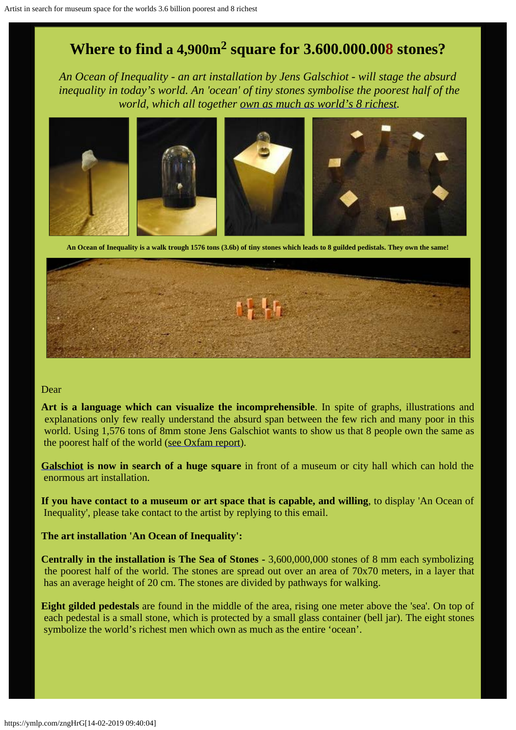# Where to find a 4,900m$^2$ square for 3.600.000.008 stones?

*An Ocean of Inequality - an art installation by Jens Galschiot - will stage the absurd inequality in today's world. An 'ocean' of tiny stones symbolise the poorest half of the world, which all together own as much as world's 8 richest.*

**An Ocean of Inequality is a walk trough 1576 tons (3.6b) of tiny stones which leads to 8 guilded pedistals. They own the same!**

Dear

**Art is a language which can visualize the incomprehensible**. In spite of graphs, illustrations and explanations only few really understand the absurd span between the few rich and many poor in this world. Using 1,576 tons of 8mm stone Jens Galschiot wants to show us that 8 people own the same as the poorest half of the world (see Oxfam report).

**Galschiot is now in search of a huge square** in front of a museum or city hall which can hold the enormous art installation.

**If you have contact to a museum or art space that is capable, and willing**, to display 'An Ocean of Inequality', please take contact to the artist by replying to this email.

**The art installation 'An Ocean of Inequality':**

**Centrally in the installation is The Sea of Stones -** 3,600,000,000 stones of 8 mm each symbolizing the poorest half of the world. The stones are spread out over an area of 70x70 meters, in a layer that has an average height of 20 cm. The stones are divided by pathways for walking.

**Eight gilded pedestals** are found in the middle of the area, rising one meter above the 'sea'. On top of each pedestal is a small stone, which is protected by a small glass container (bell jar). The eight stones symbolize the world's richest men which own as much as the entire 'ocean'.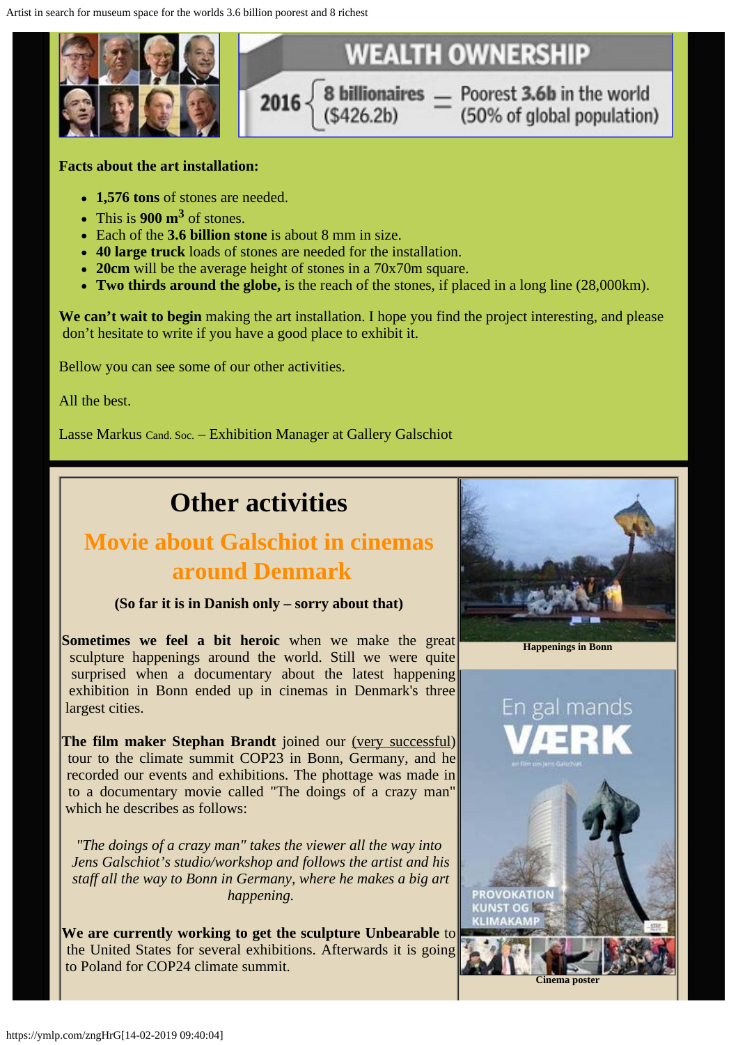WEALTH OWNERSHIP

2016 { 8 billionaires ($426.2b) = Poorest 3.6b in the world (50% of global population)

**Facts about the art installation:**

- **1,576 tons** of stones are needed.
- This is **900 m$^3$** of stones.
- Each of the **3.6 billion stone** is about 8 mm in size.
- **40 large truck** loads of stones are needed for the installation.
- **20cm** will be the average height of stones in a 70x70m square.
- **Two thirds around the globe,** is the reach of the stones, if placed in a long line (28,000km).

**We can't wait to begin** making the art installation. I hope you find the project interesting, and please don't hesitate to write if you have a good place to exhibit it.

Bellow you can see some of our other activities.

All the best.

Lasse Markus Cand. Soc. – Exhibition Manager at Gallery Galschiot

# Other activities

## Movie about Galschiot in cinemas around Denmark

**(So far it is in Danish only – sorry about that)**

**Sometimes we feel a bit heroic** when we make the great sculpture happenings around the world. Still we were quite surprised when a documentary about the latest happening exhibition in Bonn ended up in cinemas in Denmark's three largest cities.

**The film maker Stephan Brandt** joined our (very successful) tour to the climate summit COP23 in Bonn, Germany, and he recorded our events and exhibitions. The phottage was made in to a documentary movie called "The doings of a crazy man" which he describes as follows:

*"The doings of a crazy man" takes the viewer all the way into Jens Galschiot's studio/workshop and follows the artist and his staff all the way to Bonn in Germany, where he makes a big art happening.*

**We are currently working to get the sculpture Unbearable** to the United States for several exhibitions. Afterwards it is going to Poland for COP24 climate summit.

Happenings in Bonn

Cinema poster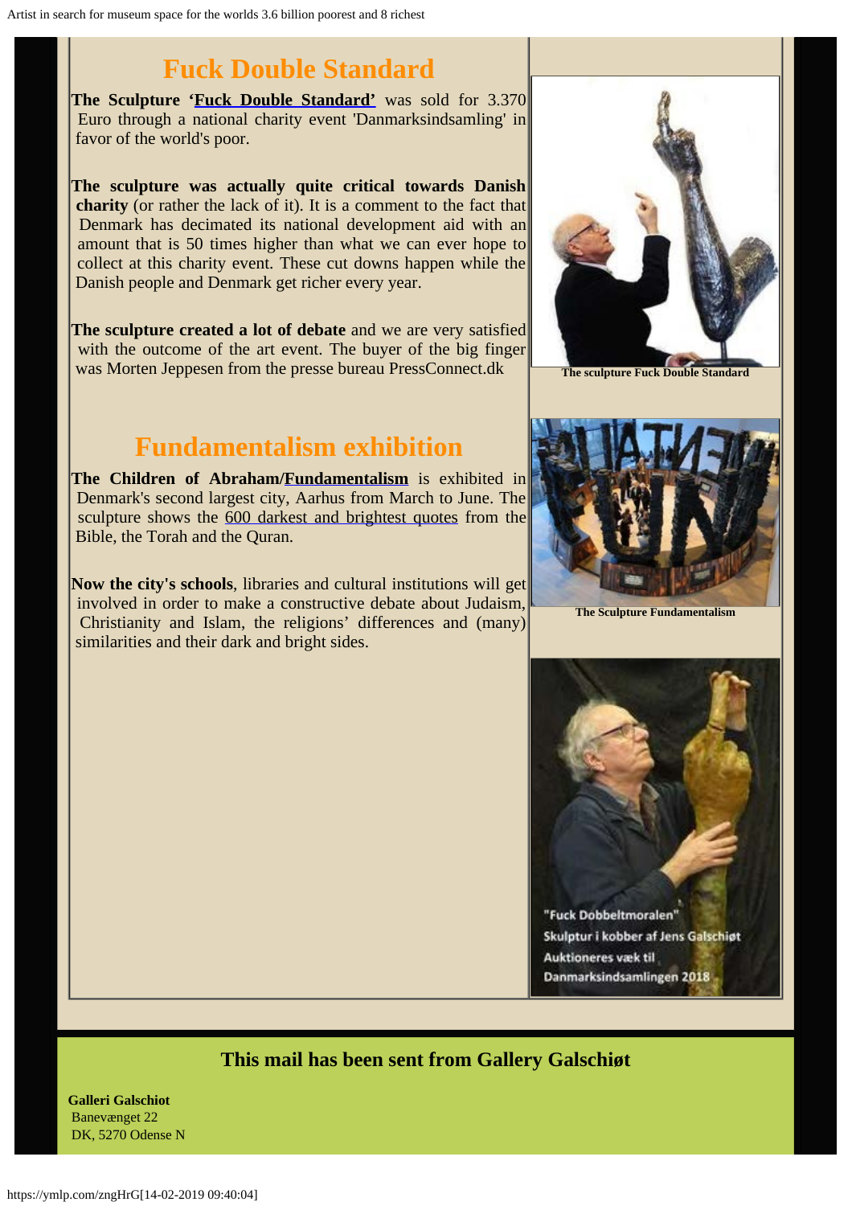## Fuck Double Standard

**The Sculpture 'Fuck Double Standard'** was sold for 3.370 Euro through a national charity event 'Danmarksindsamling' in favor of the world's poor.

**The sculpture was actually quite critical towards Danish charity** (or rather the lack of it). It is a comment to the fact that Denmark has decimated its national development aid with an amount that is 50 times higher than what we can ever hope to collect at this charity event. These cut downs happen while the Danish people and Denmark get richer every year.

**The sculpture created a lot of debate** and we are very satisfied with the outcome of the art event. The buyer of the big finger was Morten Jeppesen from the presse bureau PressConnect.dk

**The sculpture Fuck Double Standard**

## Fundamentalism exhibition

**The Children of Abraham/Fundamentalism** is exhibited in Denmark's second largest city, Aarhus from March to June. The sculpture shows the 600 darkest and brightest quotes from the Bible, the Torah and the Quran.

**Now the city's schools**, libraries and cultural institutions will get involved in order to make a constructive debate about Judaism, Christianity and Islam, the religions' differences and (many) similarities and their dark and bright sides.

**The Sculpture Fundamentalism**

"Fuck Dobbeltmoralen"
Skulptur i kobber af Jens Galschiøt
Auktioneres væk til
Danmarksindsamlingen 2018

### This mail has been sent from Gallery Galschiøt

**Galleri Galschiot**
Banevænget 22
DK, 5270 Odense N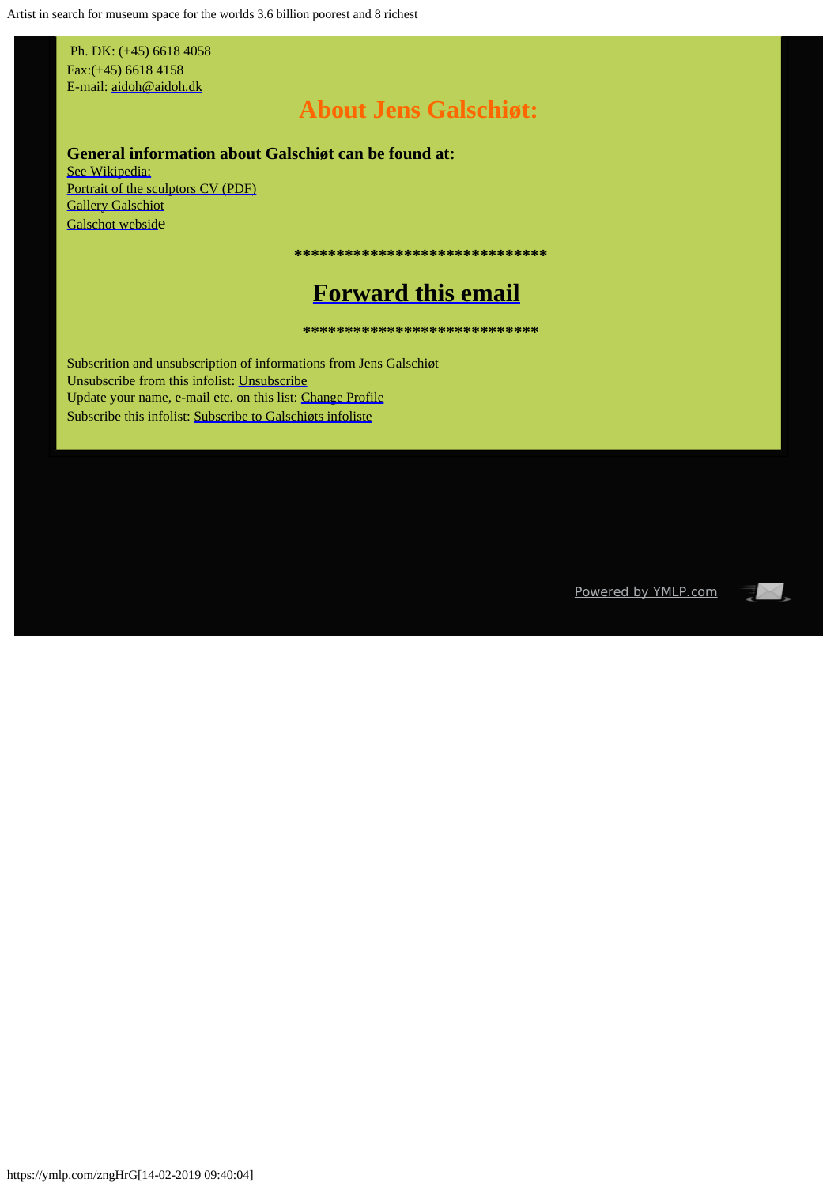Ph. DK: (+45) 6618 4058
Fax:(+45) 6618 4158
E-mail: aidoh@aidoh.dk

## About Jens Galschiøt:

**General information about Galschiøt can be found at:**
See Wikipedia:
Portrait of the sculptors CV (PDF)
Gallery Galschiot
Galschot webside

*******************************

## Forward this email

*****************************

Subscrition and unsubscription of informations from Jens Galschiøt
Unsubscribe from this infolist: Unsubscribe
Update your name, e-mail etc. on this list: Change Profile
Subscribe this infolist: Subscribe to Galschiøts infoliste

Powered by YMLP.com